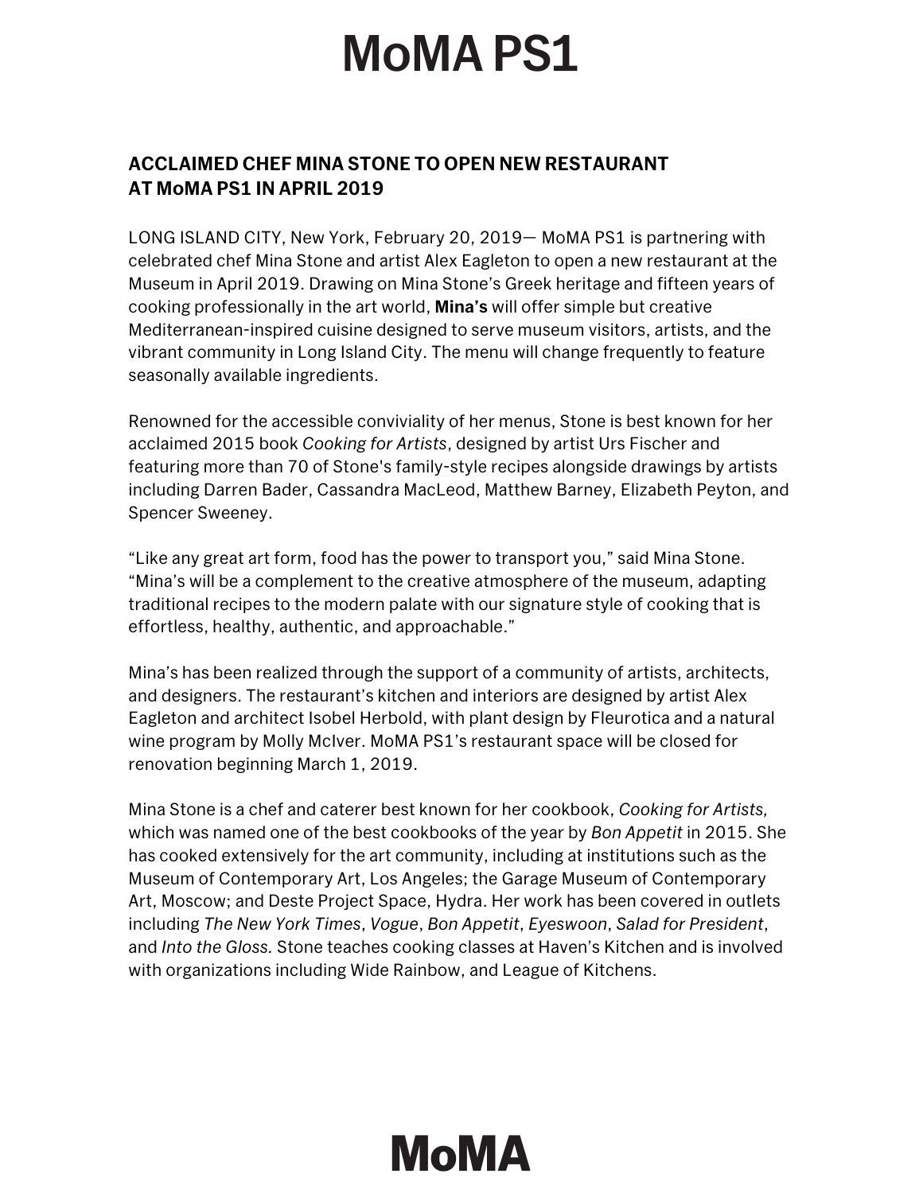# MoMA PS1

## ACCLAIMED CHEF MINA STONE TO OPEN NEW RESTAURANT AT MoMA PS1 IN APRIL 2019

LONG ISLAND CITY, New York, February 20, 2019— MoMA PS1 is partnering with celebrated chef Mina Stone and artist Alex Eagleton to open a new restaurant at the Museum in April 2019. Drawing on Mina Stone's Greek heritage and fifteen years of cooking professionally in the art world, **Mina's** will offer simple but creative Mediterranean-inspired cuisine designed to serve museum visitors, artists, and the vibrant community in Long Island City. The menu will change frequently to feature seasonally available ingredients.

Renowned for the accessible conviviality of her menus, Stone is best known for her acclaimed 2015 book *Cooking for Artists*, designed by artist Urs Fischer and featuring more than 70 of Stone's family-style recipes alongside drawings by artists including Darren Bader, Cassandra MacLeod, Matthew Barney, Elizabeth Peyton, and Spencer Sweeney.

"Like any great art form, food has the power to transport you," said Mina Stone. "Mina's will be a complement to the creative atmosphere of the museum, adapting traditional recipes to the modern palate with our signature style of cooking that is effortless, healthy, authentic, and approachable."

Mina's has been realized through the support of a community of artists, architects, and designers. The restaurant's kitchen and interiors are designed by artist Alex Eagleton and architect Isobel Herbold, with plant design by Fleurotica and a natural wine program by Molly McIver. MoMA PS1's restaurant space will be closed for renovation beginning March 1, 2019.

Mina Stone is a chef and caterer best known for her cookbook, *Cooking for Artists,* which was named one of the best cookbooks of the year by *Bon Appetit* in 2015. She has cooked extensively for the art community, including at institutions such as the Museum of Contemporary Art, Los Angeles; the Garage Museum of Contemporary Art, Moscow; and Deste Project Space, Hydra. Her work has been covered in outlets including *The New York Times*, *Vogue*, *Bon Appetit*, *Eyeswoon*, *Salad for President*, and *Into the Gloss.* Stone teaches cooking classes at Haven's Kitchen and is involved with organizations including Wide Rainbow, and League of Kitchens.

MoMA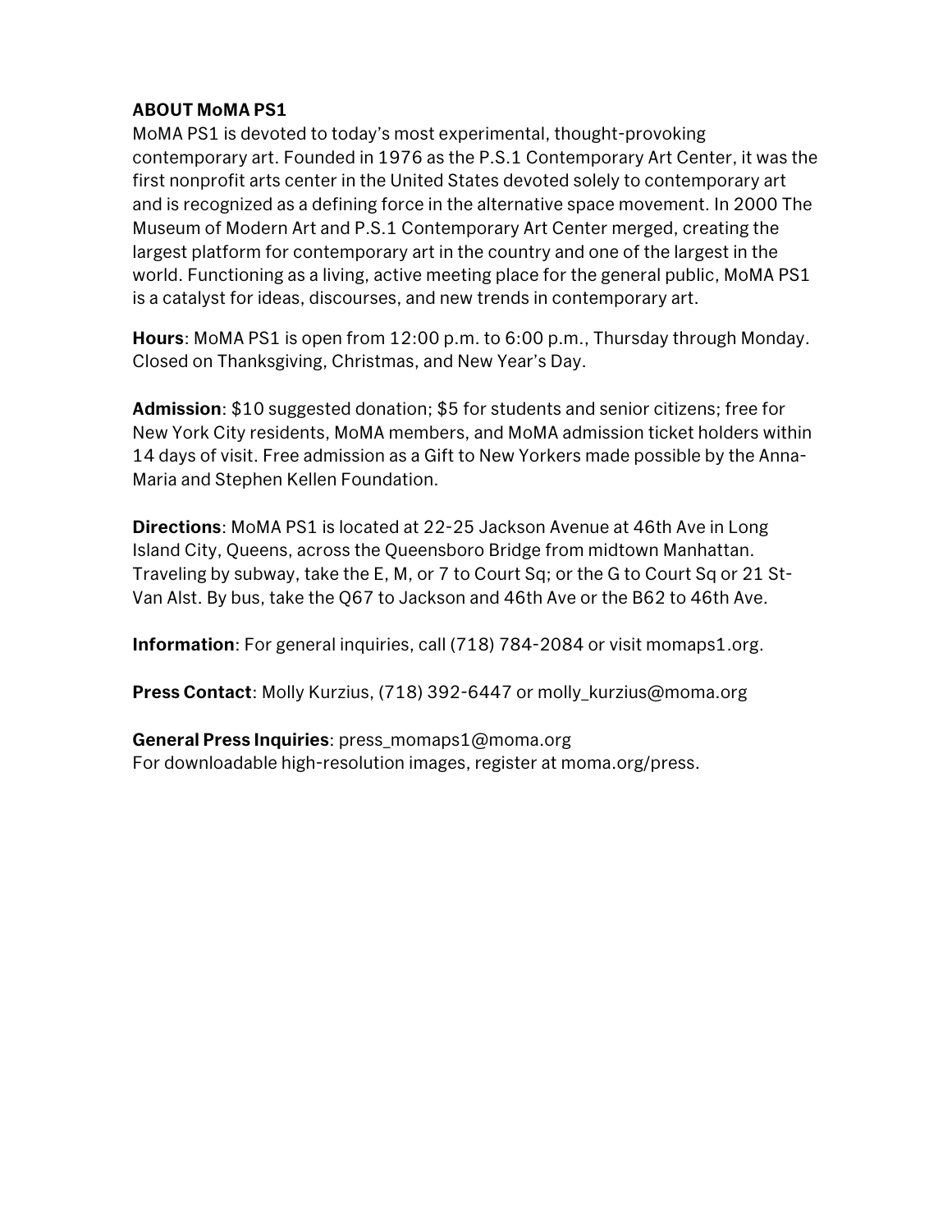**ABOUT MoMA PS1**

MoMA PS1 is devoted to today's most experimental, thought-provoking contemporary art. Founded in 1976 as the P.S.1 Contemporary Art Center, it was the first nonprofit arts center in the United States devoted solely to contemporary art and is recognized as a defining force in the alternative space movement. In 2000 The Museum of Modern Art and P.S.1 Contemporary Art Center merged, creating the largest platform for contemporary art in the country and one of the largest in the world. Functioning as a living, active meeting place for the general public, MoMA PS1 is a catalyst for ideas, discourses, and new trends in contemporary art.

**Hours**: MoMA PS1 is open from 12:00 p.m. to 6:00 p.m., Thursday through Monday. Closed on Thanksgiving, Christmas, and New Year's Day.

**Admission**: $10 suggested donation; $5 for students and senior citizens; free for New York City residents, MoMA members, and MoMA admission ticket holders within 14 days of visit. Free admission as a Gift to New Yorkers made possible by the Anna-Maria and Stephen Kellen Foundation.

**Directions**: MoMA PS1 is located at 22-25 Jackson Avenue at 46th Ave in Long Island City, Queens, across the Queensboro Bridge from midtown Manhattan. Traveling by subway, take the E, M, or 7 to Court Sq; or the G to Court Sq or 21 St-Van Alst. By bus, take the Q67 to Jackson and 46th Ave or the B62 to 46th Ave.

**Information**: For general inquiries, call (718) 784-2084 or visit momaps1.org.

**Press Contact**: Molly Kurzius, (718) 392-6447 or molly_kurzius@moma.org

**General Press Inquiries**: press_momaps1@moma.org
For downloadable high-resolution images, register at moma.org/press.